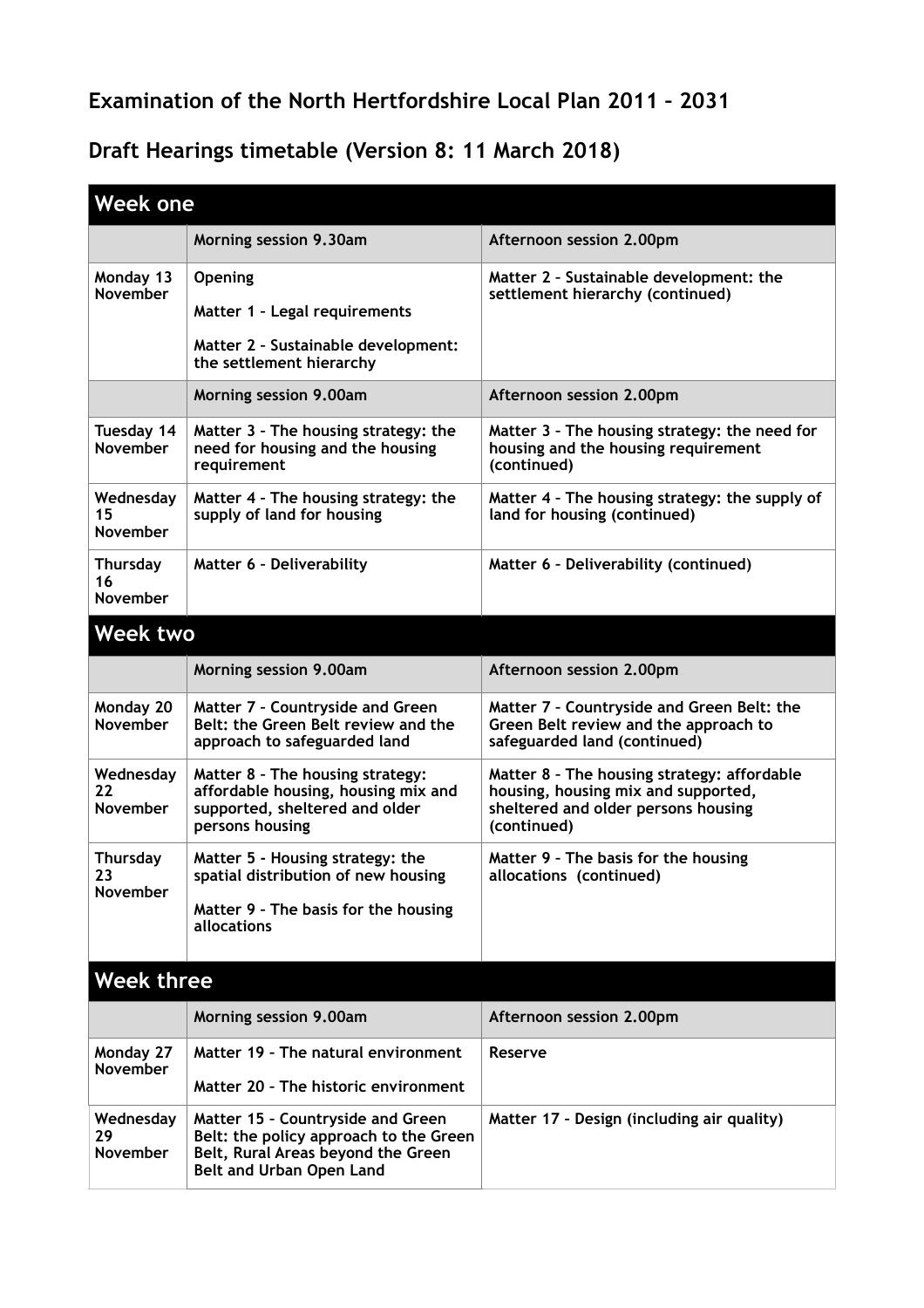# Examination of the North Hertfordshire Local Plan 2011 – 2031

## Draft Hearings timetable (Version 8: 11 March 2018)

| Week one | | |
|---|---|---|
| | **Morning session 9.30am** | **Afternoon session 2.00pm** |
| **Monday 13 November** | **Opening**<br><br>**Matter 1 – Legal requirements**<br><br>**Matter 2 – Sustainable development: the settlement hierarchy** | **Matter 2 – Sustainable development: the settlement hierarchy (continued)** |
| | **Morning session 9.00am** | **Afternoon session 2.00pm** |
| **Tuesday 14 November** | **Matter 3 – The housing strategy: the need for housing and the housing requirement** | **Matter 3 – The housing strategy: the need for housing and the housing requirement (continued)** |
| **Wednesday 15 November** | **Matter 4 – The housing strategy: the supply of land for housing** | **Matter 4 – The housing strategy: the supply of land for housing (continued)** |
| **Thursday 16 November** | **Matter 6 – Deliverability** | **Matter 6 – Deliverability (continued)** |

| Week two | | |
|---|---|---|
| | **Morning session 9.00am** | **Afternoon session 2.00pm** |
| **Monday 20 November** | **Matter 7 – Countryside and Green Belt: the Green Belt review and the approach to safeguarded land** | **Matter 7 – Countryside and Green Belt: the Green Belt review and the approach to safeguarded land (continued)** |
| **Wednesday 22 November** | **Matter 8 – The housing strategy: affordable housing, housing mix and supported, sheltered and older persons housing** | **Matter 8 – The housing strategy: affordable housing, housing mix and supported, sheltered and older persons housing (continued)** |
| **Thursday 23 November** | **Matter 5 – Housing strategy: the spatial distribution of new housing**<br><br>**Matter 9 – The basis for the housing allocations** | **Matter 9 – The basis for the housing allocations (continued)** |

| Week three | | |
|---|---|---|
| | **Morning session 9.00am** | **Afternoon session 2.00pm** |
| **Monday 27 November** | **Matter 19 – The natural environment**<br><br>**Matter 20 – The historic environment** | **Reserve** |
| **Wednesday 29 November** | **Matter 15 – Countryside and Green Belt: the policy approach to the Green Belt, Rural Areas beyond the Green Belt and Urban Open Land** | **Matter 17 – Design (including air quality)** |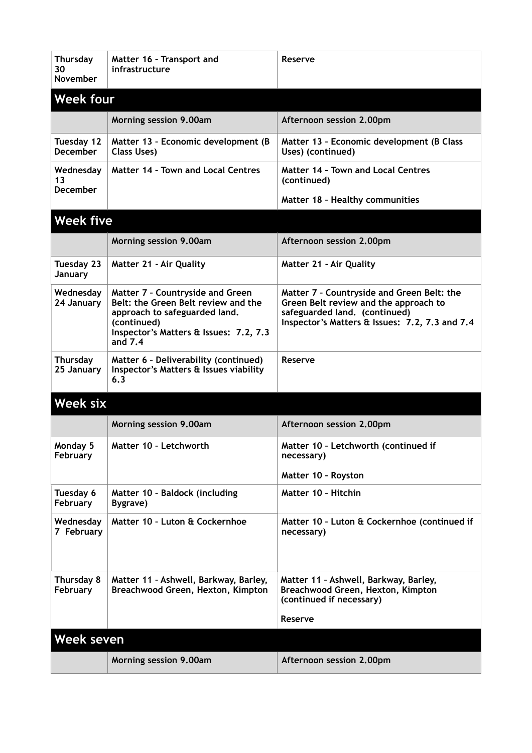| | | |
|---|---|---|
| **Thursday 30 November** | **Matter 16 – Transport and infrastructure** | **Reserve** |

## Week four

| | Morning session 9.00am | Afternoon session 2.00pm |
|---|---|---|
| **Tuesday 12 December** | **Matter 13 – Economic development (B Class Uses)** | **Matter 13 – Economic development (B Class Uses) (continued)** |
| **Wednesday 13 December** | **Matter 14 – Town and Local Centres** | **Matter 14 – Town and Local Centres (continued)**<br><br>**Matter 18 – Healthy communities** |

## Week five

| | Morning session 9.00am | Afternoon session 2.00pm |
|---|---|---|
| **Tuesday 23 January** | **Matter 21 - Air Quality** | **Matter 21 - Air Quality** |
| **Wednesday 24 January** | **Matter 7 – Countryside and Green Belt: the Green Belt review and the approach to safeguarded land. (continued)**<br>**Inspector's Matters & Issues: 7.2, 7.3 and 7.4** | **Matter 7 – Countryside and Green Belt: the Green Belt review and the approach to safeguarded land. (continued)**<br>**Inspector's Matters & Issues: 7.2, 7.3 and 7.4** |
| **Thursday 25 January** | **Matter 6 – Deliverability (continued)**<br>**Inspector's Matters & Issues viability 6.3** | **Reserve** |

## Week six

| | Morning session 9.00am | Afternoon session 2.00pm |
|---|---|---|
| **Monday 5 February** | **Matter 10 – Letchworth** | **Matter 10 – Letchworth (continued if necessary)**<br><br>**Matter 10 – Royston** |
| **Tuesday 6 February** | **Matter 10 – Baldock (including Bygrave)** | **Matter 10 – Hitchin** |
| **Wednesday 7 February** | **Matter 10 – Luton & Cockernhoe** | **Matter 10 – Luton & Cockernhoe (continued if necessary)** |
| **Thursday 8 February** | **Matter 11 – Ashwell, Barkway, Barley, Breachwood Green, Hexton, Kimpton** | **Matter 11 – Ashwell, Barkway, Barley, Breachwood Green, Hexton, Kimpton (continued if necessary)**<br><br>**Reserve** |

## Week seven

| | Morning session 9.00am | Afternoon session 2.00pm |
|---|---|---|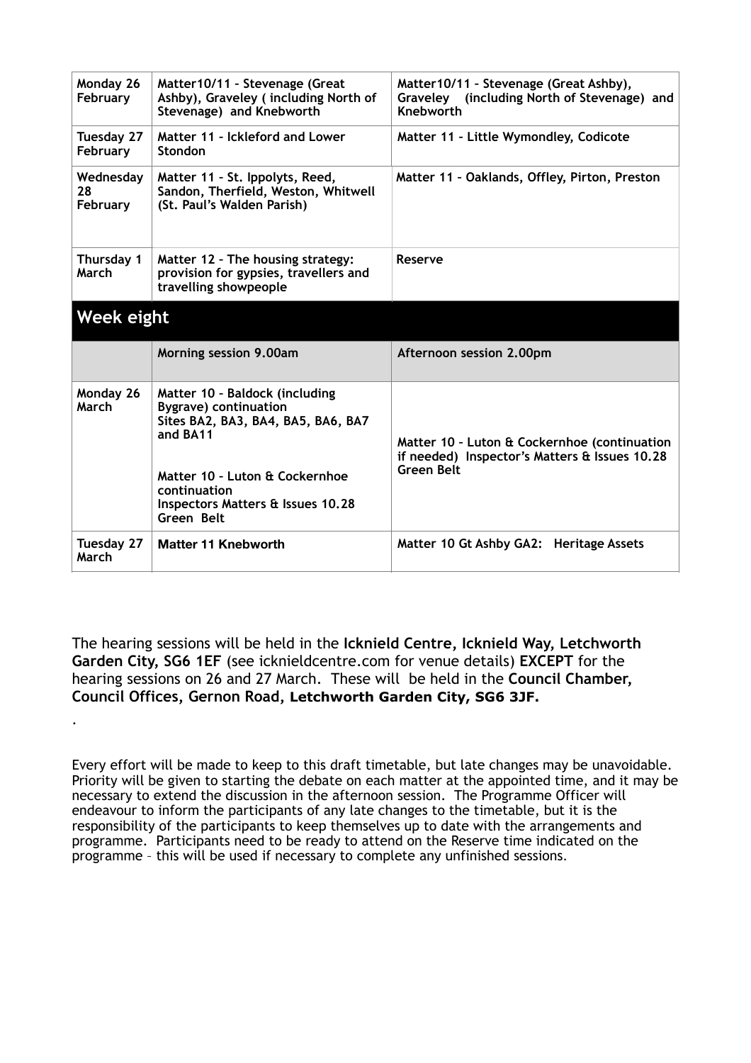| | | |
|---|---|---|
| **Monday 26 February** | **Matter10/11 – Stevenage (Great Ashby), Graveley ( including North of Stevenage) and Knebworth** | **Matter10/11 – Stevenage (Great Ashby), Graveley (including North of Stevenage) and Knebworth** |
| **Tuesday 27 February** | **Matter 11 – Ickleford and Lower Stondon** | **Matter 11 – Little Wymondley, Codicote** |
| **Wednesday 28 February** | **Matter 11 – St. Ippolyts, Reed, Sandon, Therfield, Weston, Whitwell (St. Paul's Walden Parish)** | **Matter 11 – Oaklands, Offley, Pirton, Preston** |
| **Thursday 1 March** | **Matter 12 – The housing strategy: provision for gypsies, travellers and travelling showpeople** | **Reserve** |

## Week eight

| | Morning session 9.00am | Afternoon session 2.00pm |
|---|---|---|
| **Monday 26 March** | **Matter 10 – Baldock (including Bygrave) continuation Sites BA2, BA3, BA4, BA5, BA6, BA7 and BA11**<br><br>**Matter 10 – Luton & Cockernhoe continuation Inspectors Matters & Issues 10.28 Green Belt** | **Matter 10 – Luton & Cockernhoe (continuation if needed) Inspector's Matters & Issues 10.28 Green Belt** |
| **Tuesday 27 March** | **Matter 11 Knebworth** | **Matter 10 Gt Ashby GA2: Heritage Assets** |

The hearing sessions will be held in the **Icknield Centre, Icknield Way, Letchworth Garden City, SG6 1EF** (see icknieldcentre.com for venue details) **EXCEPT** for the hearing sessions on 26 and 27 March. These will be held in the **Council Chamber, Council Offices, Gernon Road, Letchworth Garden City, SG6 3JF.**

.

Every effort will be made to keep to this draft timetable, but late changes may be unavoidable. Priority will be given to starting the debate on each matter at the appointed time, and it may be necessary to extend the discussion in the afternoon session. The Programme Officer will endeavour to inform the participants of any late changes to the timetable, but it is the responsibility of the participants to keep themselves up to date with the arrangements and programme. Participants need to be ready to attend on the Reserve time indicated on the programme – this will be used if necessary to complete any unfinished sessions.